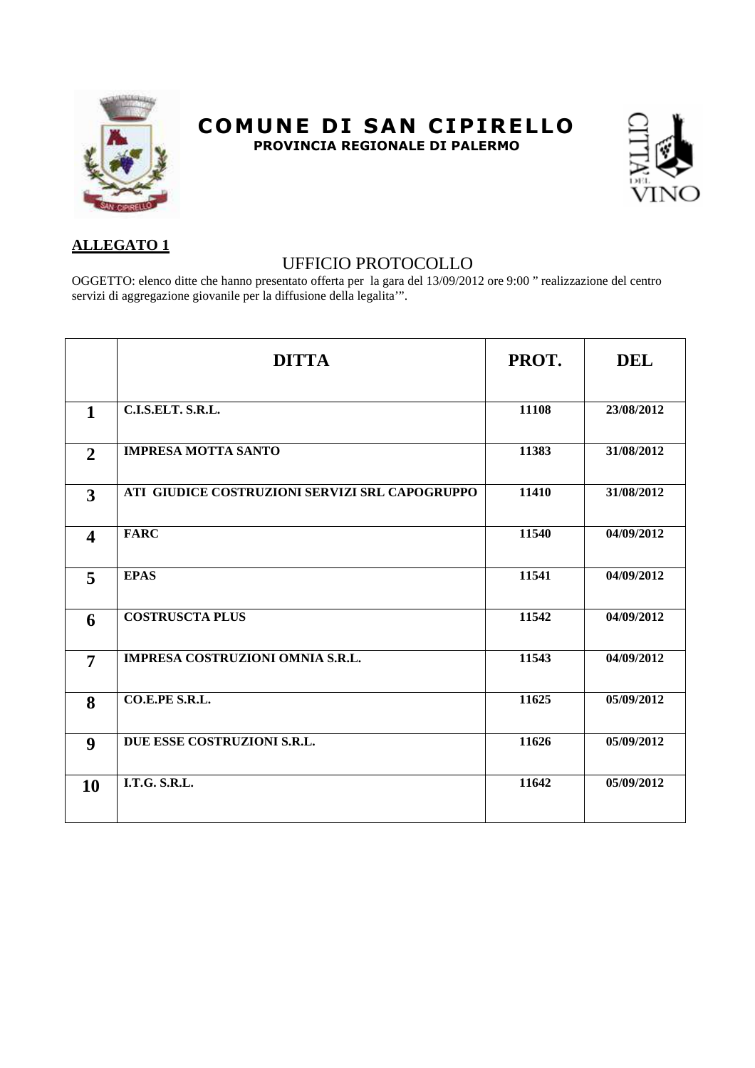# COMUNE DI SAN CIPIRELLO

**PROVINCIA REGIONALE DI PALERMO**

**ALLEGATO 1**

## UFFICIO PROTOCOLLO

OGGETTO: elenco ditte che hanno presentato offerta per la gara del 13/09/2012 ore 9:00 " realizzazione del centro servizi di aggregazione giovanile per la diffusione della legalita'".

| | DITTA | PROT. | DEL |
|---|---|---|---|
| **1** | **C.I.S.ELT. S.R.L.** | **11108** | **23/08/2012** |
| **2** | **IMPRESA MOTTA SANTO** | **11383** | **31/08/2012** |
| **3** | **ATI GIUDICE COSTRUZIONI SERVIZI SRL CAPOGRUPPO** | **11410** | **31/08/2012** |
| **4** | **FARC** | **11540** | **04/09/2012** |
| **5** | **EPAS** | **11541** | **04/09/2012** |
| **6** | **COSTRUSCTA PLUS** | **11542** | **04/09/2012** |
| **7** | **IMPRESA COSTRUZIONI OMNIA S.R.L.** | **11543** | **04/09/2012** |
| **8** | **CO.E.PE S.R.L.** | **11625** | **05/09/2012** |
| **9** | **DUE ESSE COSTRUZIONI S.R.L.** | **11626** | **05/09/2012** |
| **10** | **I.T.G. S.R.L.** | **11642** | **05/09/2012** |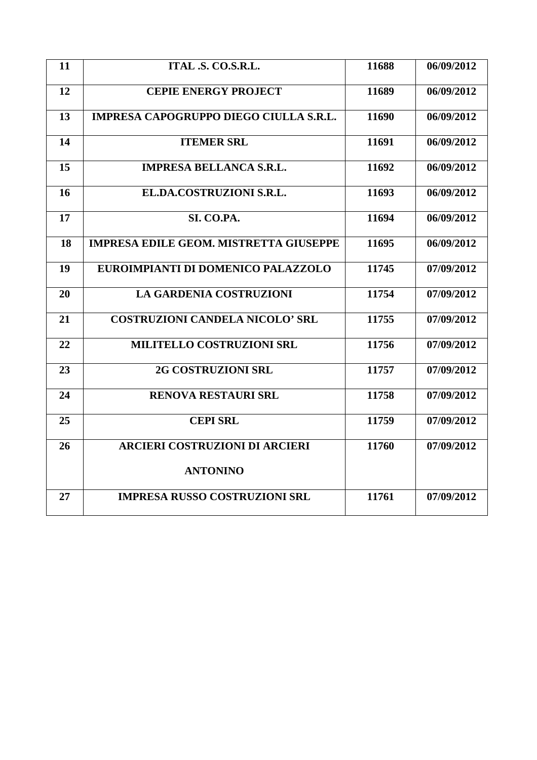| 11 | ITAL .S. CO.S.R.L. | 11688 | 06/09/2012 |
|---|---|---|---|
| 12 | CEPIE ENERGY PROJECT | 11689 | 06/09/2012 |
| 13 | IMPRESA CAPOGRUPPO DIEGO CIULLA S.R.L. | 11690 | 06/09/2012 |
| 14 | ITEMER SRL | 11691 | 06/09/2012 |
| 15 | IMPRESA BELLANCA S.R.L. | 11692 | 06/09/2012 |
| 16 | EL.DA.COSTRUZIONI S.R.L. | 11693 | 06/09/2012 |
| 17 | SI. CO.PA. | 11694 | 06/09/2012 |
| 18 | IMPRESA EDILE GEOM. MISTRETTA GIUSEPPE | 11695 | 06/09/2012 |
| 19 | EUROIMPIANTI DI DOMENICO PALAZZOLO | 11745 | 07/09/2012 |
| 20 | LA GARDENIA COSTRUZIONI | 11754 | 07/09/2012 |
| 21 | COSTRUZIONI CANDELA NICOLO' SRL | 11755 | 07/09/2012 |
| 22 | MILITELLO COSTRUZIONI SRL | 11756 | 07/09/2012 |
| 23 | 2G COSTRUZIONI SRL | 11757 | 07/09/2012 |
| 24 | RENOVA RESTAURI SRL | 11758 | 07/09/2012 |
| 25 | CEPI SRL | 11759 | 07/09/2012 |
| 26 | ARCIERI COSTRUZIONI DI ARCIERI ANTONINO | 11760 | 07/09/2012 |
| 27 | IMPRESA RUSSO COSTRUZIONI SRL | 11761 | 07/09/2012 |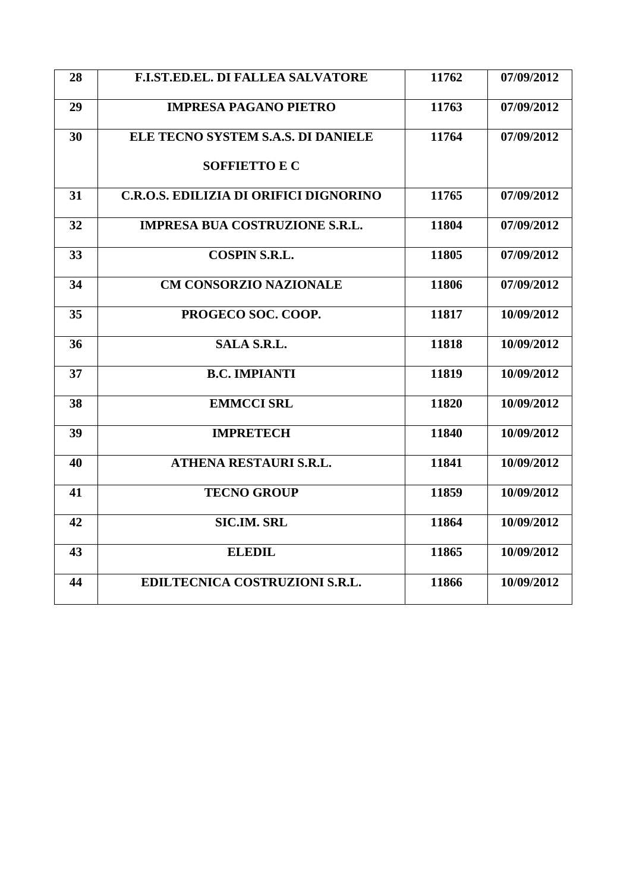| 28 | F.I.ST.ED.EL. DI FALLEA SALVATORE | 11762 | 07/09/2012 |
|---|---|---|---|
| 29 | IMPRESA PAGANO PIETRO | 11763 | 07/09/2012 |
| 30 | ELE TECNO SYSTEM S.A.S. DI DANIELE SOFFIETTO E C | 11764 | 07/09/2012 |
| 31 | C.R.O.S. EDILIZIA DI ORIFICI DIGNORINO | 11765 | 07/09/2012 |
| 32 | IMPRESA BUA COSTRUZIONE S.R.L. | 11804 | 07/09/2012 |
| 33 | COSPIN S.R.L. | 11805 | 07/09/2012 |
| 34 | CM CONSORZIO NAZIONALE | 11806 | 07/09/2012 |
| 35 | PROGECO SOC. COOP. | 11817 | 10/09/2012 |
| 36 | SALA S.R.L. | 11818 | 10/09/2012 |
| 37 | B.C. IMPIANTI | 11819 | 10/09/2012 |
| 38 | EMMCCI SRL | 11820 | 10/09/2012 |
| 39 | IMPRETECH | 11840 | 10/09/2012 |
| 40 | ATHENA RESTAURI S.R.L. | 11841 | 10/09/2012 |
| 41 | TECNO GROUP | 11859 | 10/09/2012 |
| 42 | SIC.IM. SRL | 11864 | 10/09/2012 |
| 43 | ELEDIL | 11865 | 10/09/2012 |
| 44 | EDILTECNICA COSTRUZIONI S.R.L. | 11866 | 10/09/2012 |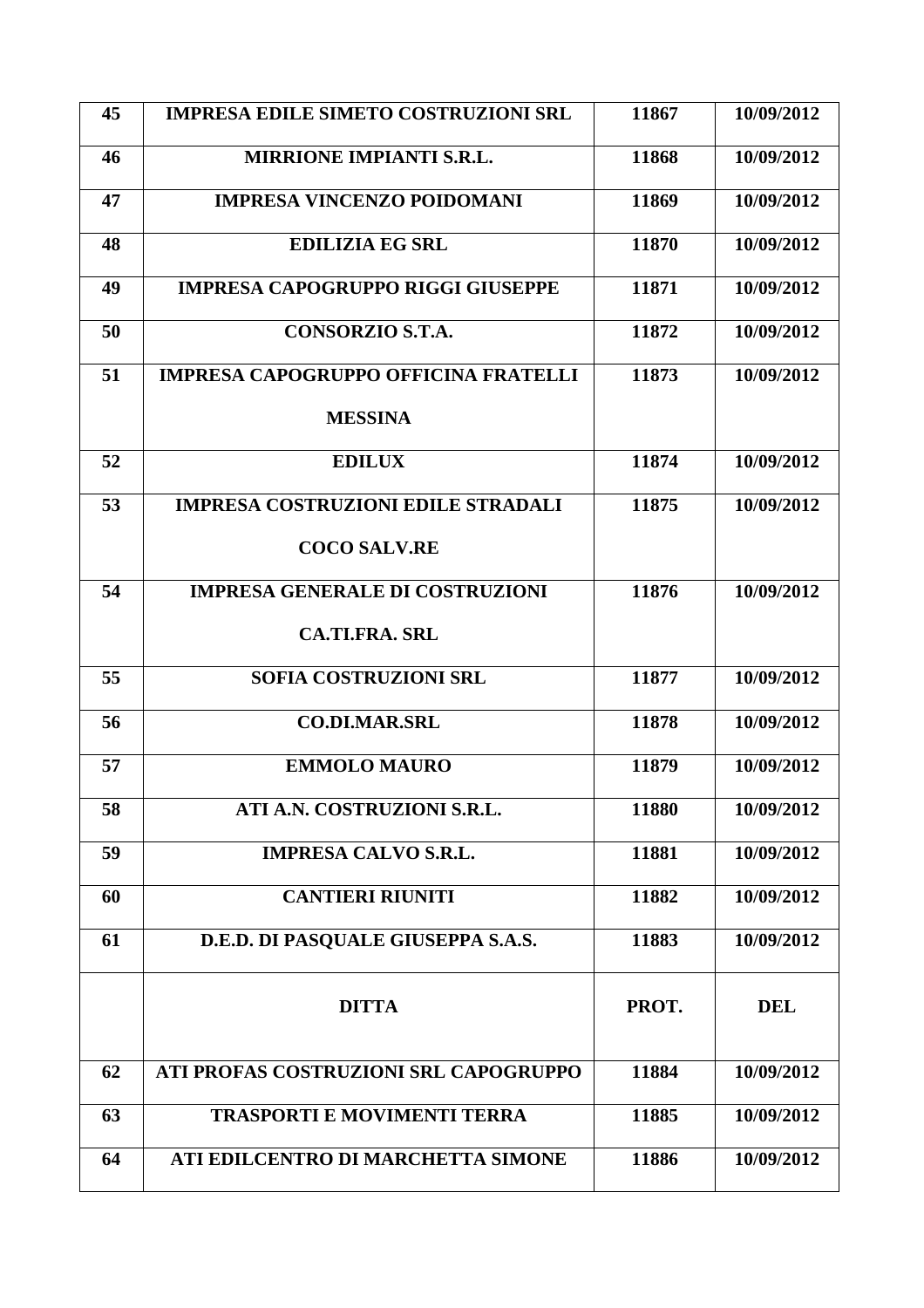| | | | |
|---|---|---|---|
| 45 | **IMPRESA EDILE SIMETO COSTRUZIONI SRL** | **11867** | **10/09/2012** |
| 46 | **MIRRIONE IMPIANTI S.R.L.** | **11868** | **10/09/2012** |
| 47 | **IMPRESA VINCENZO POIDOMANI** | **11869** | **10/09/2012** |
| 48 | **EDILIZIA EG SRL** | **11870** | **10/09/2012** |
| 49 | **IMPRESA CAPOGRUPPO RIGGI GIUSEPPE** | **11871** | **10/09/2012** |
| 50 | **CONSORZIO S.T.A.** | **11872** | **10/09/2012** |
| 51 | **IMPRESA CAPOGRUPPO OFFICINA FRATELLI MESSINA** | **11873** | **10/09/2012** |
| 52 | **EDILUX** | **11874** | **10/09/2012** |
| 53 | **IMPRESA COSTRUZIONI EDILE STRADALI COCO SALV.RE** | **11875** | **10/09/2012** |
| 54 | **IMPRESA GENERALE DI COSTRUZIONI CA.TI.FRA. SRL** | **11876** | **10/09/2012** |
| 55 | **SOFIA COSTRUZIONI SRL** | **11877** | **10/09/2012** |
| 56 | **CO.DI.MAR.SRL** | **11878** | **10/09/2012** |
| 57 | **EMMOLO MAURO** | **11879** | **10/09/2012** |
| 58 | **ATI A.N. COSTRUZIONI S.R.L.** | **11880** | **10/09/2012** |
| 59 | **IMPRESA CALVO S.R.L.** | **11881** | **10/09/2012** |
| 60 | **CANTIERI RIUNITI** | **11882** | **10/09/2012** |
| 61 | **D.E.D. DI PASQUALE GIUSEPPA S.A.S.** | **11883** | **10/09/2012** |
| | **DITTA** | **PROT.** | **DEL** |
| 62 | **ATI PROFAS COSTRUZIONI SRL CAPOGRUPPO** | **11884** | **10/09/2012** |
| 63 | **TRASPORTI E MOVIMENTI TERRA** | **11885** | **10/09/2012** |
| 64 | **ATI EDILCENTRO DI MARCHETTA SIMONE** | **11886** | **10/09/2012** |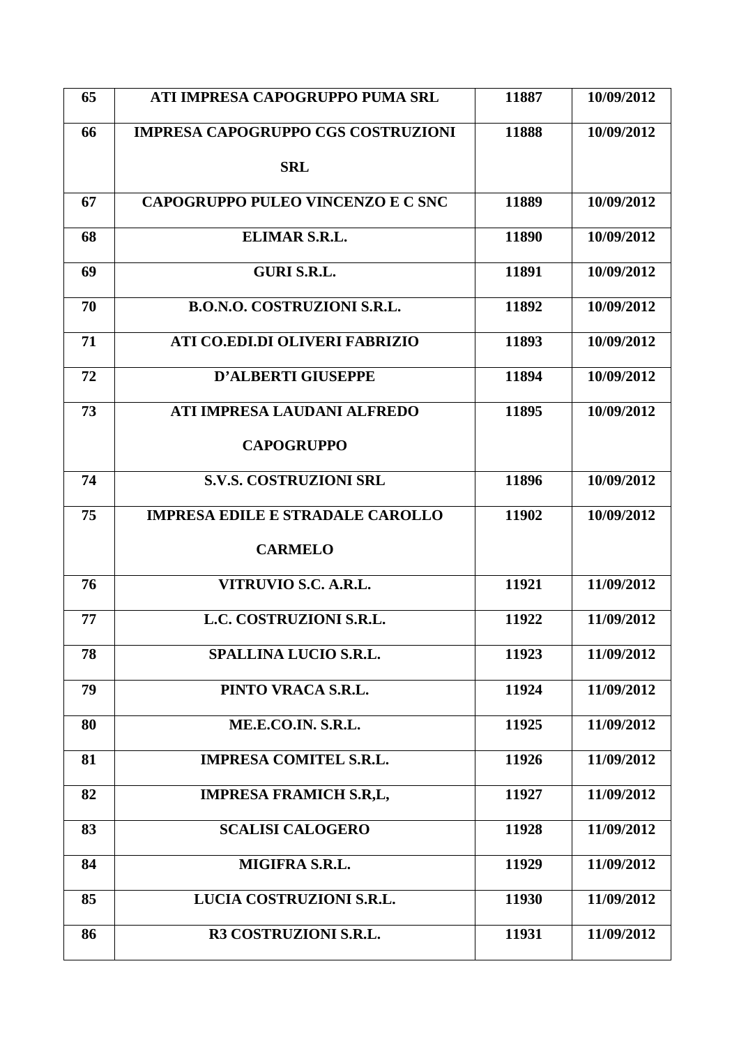| 65 | ATI IMPRESA CAPOGRUPPO PUMA SRL | 11887 | 10/09/2012 |
|---|---|---|---|
| 66 | IMPRESA CAPOGRUPPO CGS COSTRUZIONI SRL | 11888 | 10/09/2012 |
| 67 | CAPOGRUPPO PULEO VINCENZO E C SNC | 11889 | 10/09/2012 |
| 68 | ELIMAR S.R.L. | 11890 | 10/09/2012 |
| 69 | GURI S.R.L. | 11891 | 10/09/2012 |
| 70 | B.O.N.O. COSTRUZIONI S.R.L. | 11892 | 10/09/2012 |
| 71 | ATI CO.EDI.DI OLIVERI FABRIZIO | 11893 | 10/09/2012 |
| 72 | D'ALBERTI GIUSEPPE | 11894 | 10/09/2012 |
| 73 | ATI IMPRESA LAUDANI ALFREDO CAPOGRUPPO | 11895 | 10/09/2012 |
| 74 | S.V.S. COSTRUZIONI SRL | 11896 | 10/09/2012 |
| 75 | IMPRESA EDILE E STRADALE CAROLLO CARMELO | 11902 | 10/09/2012 |
| 76 | VITRUVIO S.C. A.R.L. | 11921 | 11/09/2012 |
| 77 | L.C. COSTRUZIONI S.R.L. | 11922 | 11/09/2012 |
| 78 | SPALLINA LUCIO S.R.L. | 11923 | 11/09/2012 |
| 79 | PINTO VRACA S.R.L. | 11924 | 11/09/2012 |
| 80 | ME.E.CO.IN. S.R.L. | 11925 | 11/09/2012 |
| 81 | IMPRESA COMITEL S.R.L. | 11926 | 11/09/2012 |
| 82 | IMPRESA FRAMICH S.R,L, | 11927 | 11/09/2012 |
| 83 | SCALISI CALOGERO | 11928 | 11/09/2012 |
| 84 | MIGIFRA S.R.L. | 11929 | 11/09/2012 |
| 85 | LUCIA COSTRUZIONI S.R.L. | 11930 | 11/09/2012 |
| 86 | R3 COSTRUZIONI S.R.L. | 11931 | 11/09/2012 |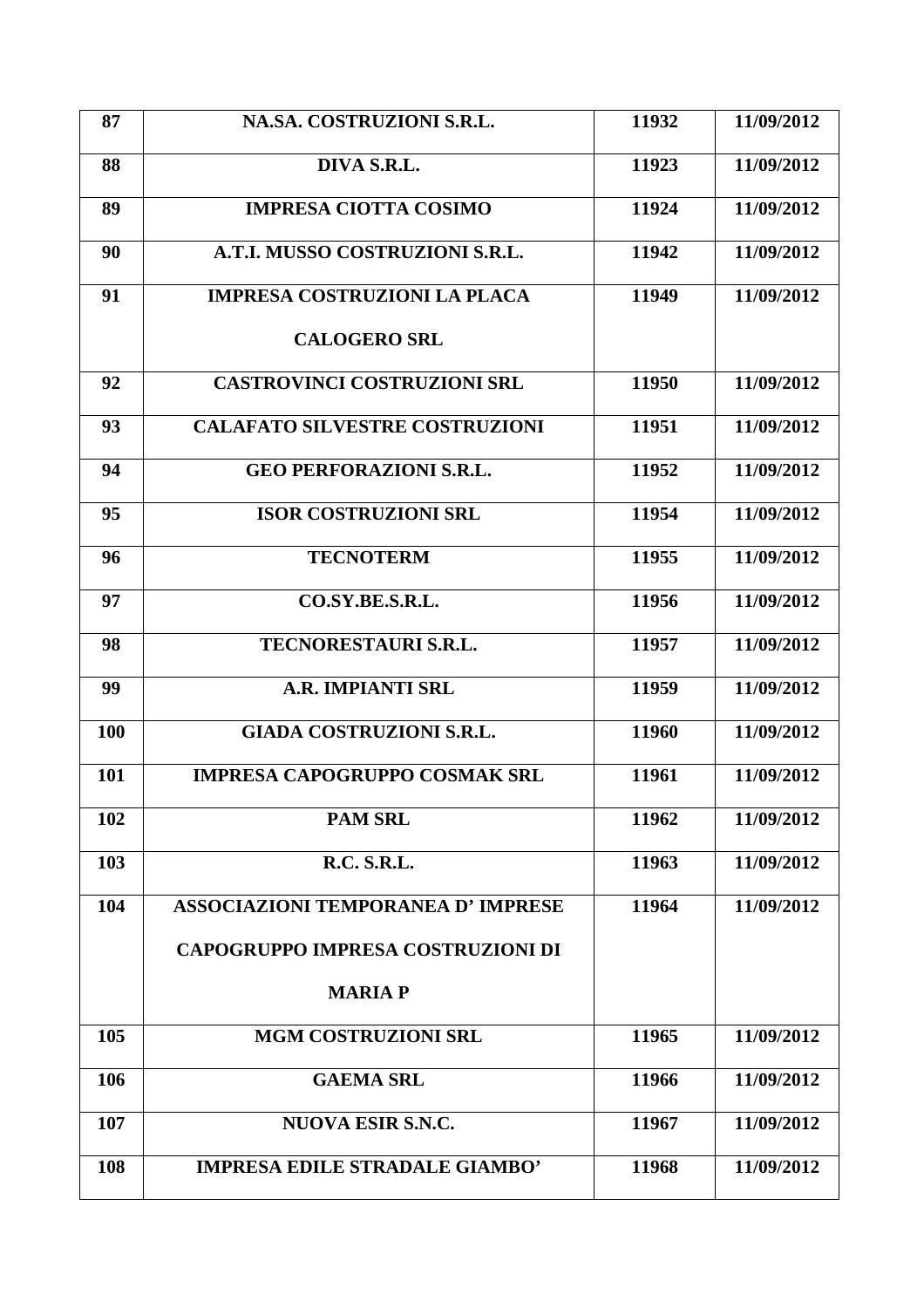| 87 | NA.SA. COSTRUZIONI S.R.L. | 11932 | 11/09/2012 |
|---|---|---|---|
| 88 | DIVA S.R.L. | 11923 | 11/09/2012 |
| 89 | IMPRESA CIOTTA COSIMO | 11924 | 11/09/2012 |
| 90 | A.T.I. MUSSO COSTRUZIONI S.R.L. | 11942 | 11/09/2012 |
| 91 | IMPRESA COSTRUZIONI LA PLACA CALOGERO SRL | 11949 | 11/09/2012 |
| 92 | CASTROVINCI COSTRUZIONI SRL | 11950 | 11/09/2012 |
| 93 | CALAFATO SILVESTRE COSTRUZIONI | 11951 | 11/09/2012 |
| 94 | GEO PERFORAZIONI S.R.L. | 11952 | 11/09/2012 |
| 95 | ISOR COSTRUZIONI SRL | 11954 | 11/09/2012 |
| 96 | TECNOTERM | 11955 | 11/09/2012 |
| 97 | CO.SY.BE.S.R.L. | 11956 | 11/09/2012 |
| 98 | TECNORESTAURI S.R.L. | 11957 | 11/09/2012 |
| 99 | A.R. IMPIANTI SRL | 11959 | 11/09/2012 |
| 100 | GIADA COSTRUZIONI S.R.L. | 11960 | 11/09/2012 |
| 101 | IMPRESA CAPOGRUPPO COSMAK SRL | 11961 | 11/09/2012 |
| 102 | PAM SRL | 11962 | 11/09/2012 |
| 103 | R.C. S.R.L. | 11963 | 11/09/2012 |
| 104 | ASSOCIAZIONI TEMPORANEA D' IMPRESE CAPOGRUPPO IMPRESA COSTRUZIONI DI MARIA P | 11964 | 11/09/2012 |
| 105 | MGM COSTRUZIONI SRL | 11965 | 11/09/2012 |
| 106 | GAEMA SRL | 11966 | 11/09/2012 |
| 107 | NUOVA ESIR S.N.C. | 11967 | 11/09/2012 |
| 108 | IMPRESA EDILE STRADALE GIAMBO' | 11968 | 11/09/2012 |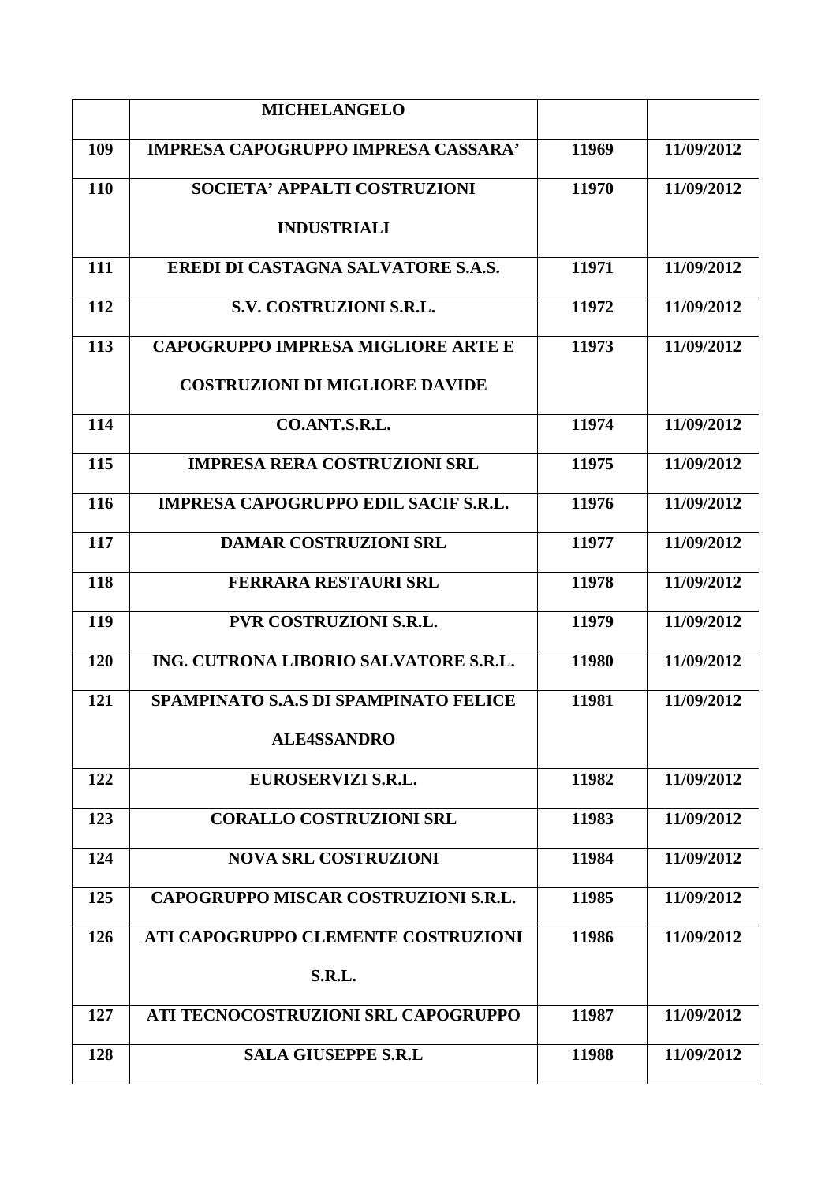| | MICHELANGELO | | |
|---|---|---|---|
| 109 | IMPRESA CAPOGRUPPO IMPRESA CASSARA’ | 11969 | 11/09/2012 |
| 110 | SOCIETA’ APPALTI COSTRUZIONI INDUSTRIALI | 11970 | 11/09/2012 |
| 111 | EREDI DI CASTAGNA SALVATORE S.A.S. | 11971 | 11/09/2012 |
| 112 | S.V. COSTRUZIONI S.R.L. | 11972 | 11/09/2012 |
| 113 | CAPOGRUPPO IMPRESA MIGLIORE ARTE E COSTRUZIONI DI MIGLIORE DAVIDE | 11973 | 11/09/2012 |
| 114 | CO.ANT.S.R.L. | 11974 | 11/09/2012 |
| 115 | IMPRESA RERA COSTRUZIONI SRL | 11975 | 11/09/2012 |
| 116 | IMPRESA CAPOGRUPPO EDIL SACIF S.R.L. | 11976 | 11/09/2012 |
| 117 | DAMAR COSTRUZIONI SRL | 11977 | 11/09/2012 |
| 118 | FERRARA RESTAURI SRL | 11978 | 11/09/2012 |
| 119 | PVR COSTRUZIONI S.R.L. | 11979 | 11/09/2012 |
| 120 | ING. CUTRONA LIBORIO SALVATORE S.R.L. | 11980 | 11/09/2012 |
| 121 | SPAMPINATO S.A.S DI SPAMPINATO FELICE ALE4SSANDRO | 11981 | 11/09/2012 |
| 122 | EUROSERVIZI S.R.L. | 11982 | 11/09/2012 |
| 123 | CORALLO COSTRUZIONI SRL | 11983 | 11/09/2012 |
| 124 | NOVA SRL COSTRUZIONI | 11984 | 11/09/2012 |
| 125 | CAPOGRUPPO MISCAR COSTRUZIONI S.R.L. | 11985 | 11/09/2012 |
| 126 | ATI CAPOGRUPPO CLEMENTE COSTRUZIONI S.R.L. | 11986 | 11/09/2012 |
| 127 | ATI TECNOCOSTRUZIONI SRL CAPOGRUPPO | 11987 | 11/09/2012 |
| 128 | SALA GIUSEPPE S.R.L | 11988 | 11/09/2012 |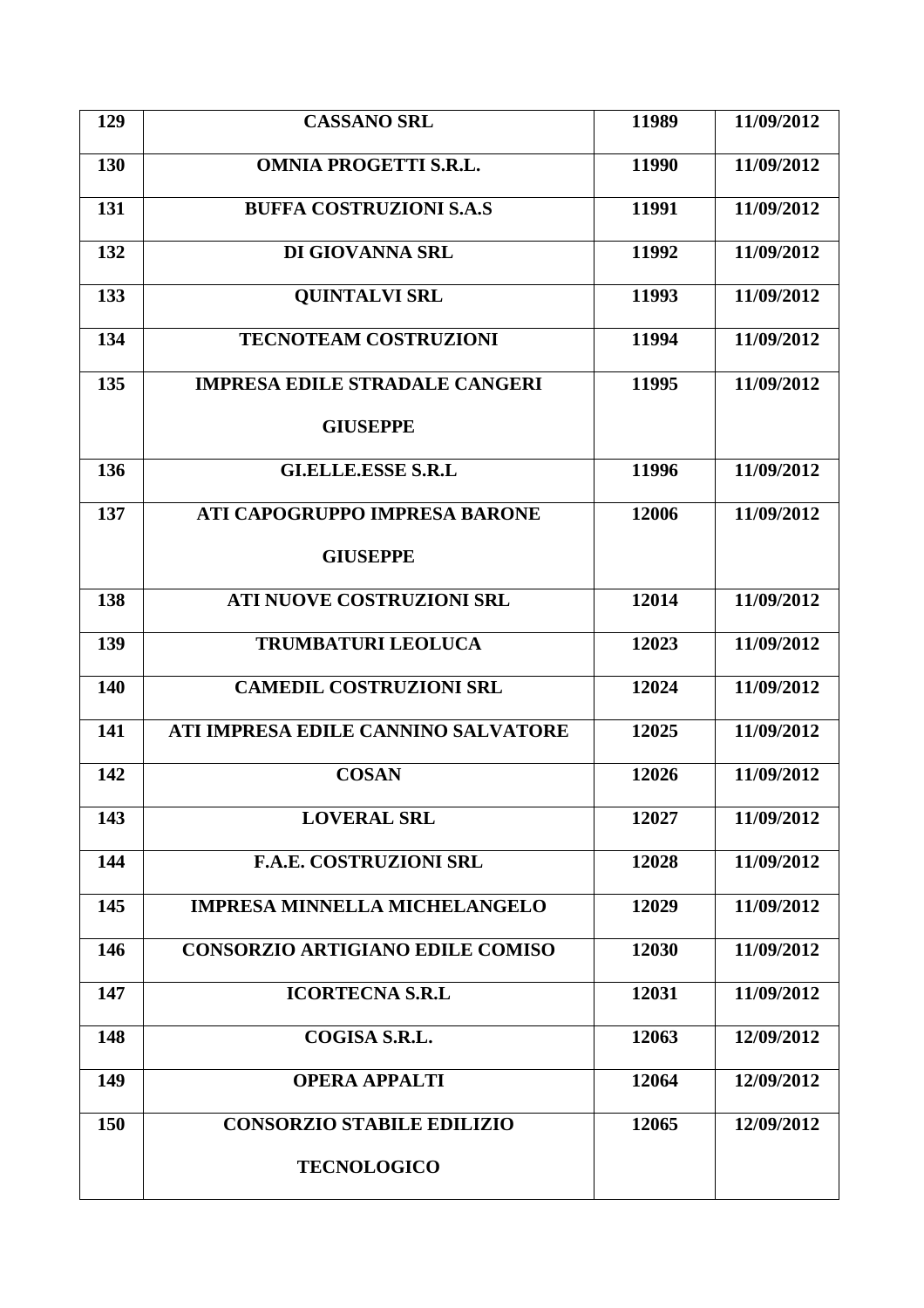| **129** | **CASSANO SRL** | **11989** | **11/09/2012** |
|---|---|---|---|
| **130** | **OMNIA PROGETTI S.R.L.** | **11990** | **11/09/2012** |
| **131** | **BUFFA COSTRUZIONI S.A.S** | **11991** | **11/09/2012** |
| **132** | **DI GIOVANNA SRL** | **11992** | **11/09/2012** |
| **133** | **QUINTALVI SRL** | **11993** | **11/09/2012** |
| **134** | **TECNOTEAM COSTRUZIONI** | **11994** | **11/09/2012** |
| **135** | **IMPRESA EDILE STRADALE CANGERI GIUSEPPE** | **11995** | **11/09/2012** |
| **136** | **GI.ELLE.ESSE S.R.L** | **11996** | **11/09/2012** |
| **137** | **ATI CAPOGRUPPO IMPRESA BARONE GIUSEPPE** | **12006** | **11/09/2012** |
| **138** | **ATI NUOVE COSTRUZIONI SRL** | **12014** | **11/09/2012** |
| **139** | **TRUMBATURI LEOLUCA** | **12023** | **11/09/2012** |
| **140** | **CAMEDIL COSTRUZIONI SRL** | **12024** | **11/09/2012** |
| **141** | **ATI IMPRESA EDILE CANNINO SALVATORE** | **12025** | **11/09/2012** |
| **142** | **COSAN** | **12026** | **11/09/2012** |
| **143** | **LOVERAL SRL** | **12027** | **11/09/2012** |
| **144** | **F.A.E. COSTRUZIONI SRL** | **12028** | **11/09/2012** |
| **145** | **IMPRESA MINNELLA MICHELANGELO** | **12029** | **11/09/2012** |
| **146** | **CONSORZIO ARTIGIANO EDILE COMISO** | **12030** | **11/09/2012** |
| **147** | **ICORTECNA S.R.L** | **12031** | **11/09/2012** |
| **148** | **COGISA S.R.L.** | **12063** | **12/09/2012** |
| **149** | **OPERA APPALTI** | **12064** | **12/09/2012** |
| **150** | **CONSORZIO STABILE EDILIZIO TECNOLOGICO** | **12065** | **12/09/2012** |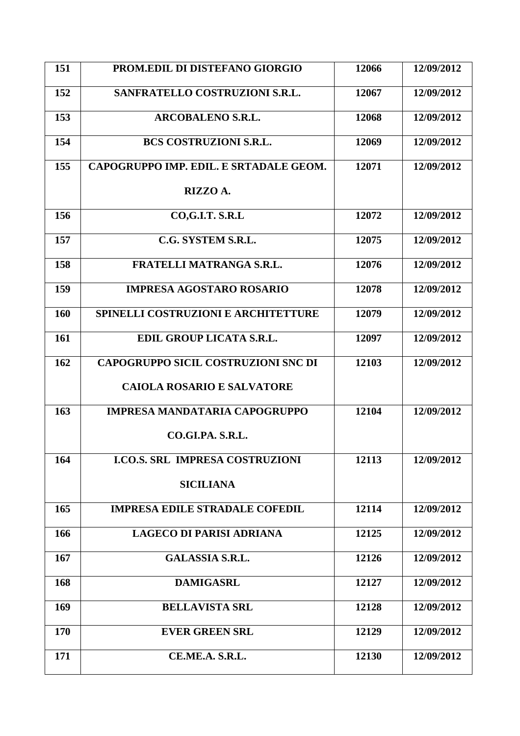| **151** | **PROM.EDIL DI DISTEFANO GIORGIO** | **12066** | **12/09/2012** |
|---|---|---|---|
| **152** | **SANFRATELLO COSTRUZIONI S.R.L.** | **12067** | **12/09/2012** |
| **153** | **ARCOBALENO S.R.L.** | **12068** | **12/09/2012** |
| **154** | **BCS COSTRUZIONI S.R.L.** | **12069** | **12/09/2012** |
| **155** | **CAPOGRUPPO IMP. EDIL. E SRTADALE GEOM. RIZZO A.** | **12071** | **12/09/2012** |
| **156** | **CO,G.I.T. S.R.L** | **12072** | **12/09/2012** |
| **157** | **C.G. SYSTEM S.R.L.** | **12075** | **12/09/2012** |
| **158** | **FRATELLI MATRANGA S.R.L.** | **12076** | **12/09/2012** |
| **159** | **IMPRESA AGOSTARO ROSARIO** | **12078** | **12/09/2012** |
| **160** | **SPINELLI COSTRUZIONI E ARCHITETTURE** | **12079** | **12/09/2012** |
| **161** | **EDIL GROUP LICATA S.R.L.** | **12097** | **12/09/2012** |
| **162** | **CAPOGRUPPO SICIL COSTRUZIONI SNC DI CAIOLA ROSARIO E SALVATORE** | **12103** | **12/09/2012** |
| **163** | **IMPRESA MANDATARIA CAPOGRUPPO CO.GI.PA. S.R.L.** | **12104** | **12/09/2012** |
| **164** | **I.CO.S. SRL IMPRESA COSTRUZIONI SICILIANA** | **12113** | **12/09/2012** |
| **165** | **IMPRESA EDILE STRADALE COFEDIL** | **12114** | **12/09/2012** |
| **166** | **LAGECO DI PARISI ADRIANA** | **12125** | **12/09/2012** |
| **167** | **GALASSIA S.R.L.** | **12126** | **12/09/2012** |
| **168** | **DAMIGASRL** | **12127** | **12/09/2012** |
| **169** | **BELLAVISTA SRL** | **12128** | **12/09/2012** |
| **170** | **EVER GREEN SRL** | **12129** | **12/09/2012** |
| **171** | **CE.ME.A. S.R.L.** | **12130** | **12/09/2012** |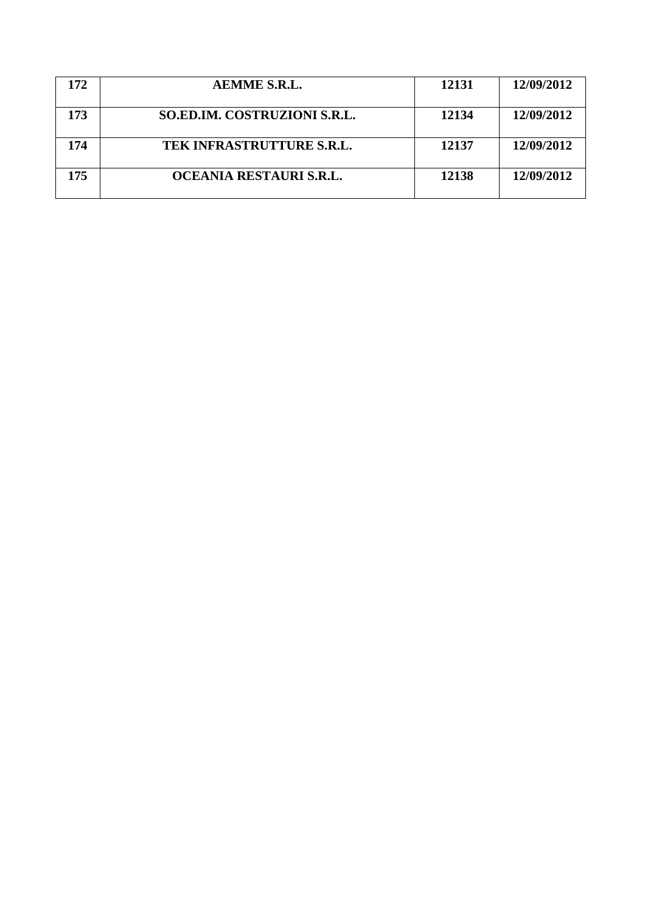| | | | |
|---|---|---|---|
| **172** | **AEMME S.R.L.** | **12131** | **12/09/2012** |
| **173** | **SO.ED.IM. COSTRUZIONI S.R.L.** | **12134** | **12/09/2012** |
| **174** | **TEK INFRASTRUTTURE S.R.L.** | **12137** | **12/09/2012** |
| **175** | **OCEANIA RESTAURI S.R.L.** | **12138** | **12/09/2012** |